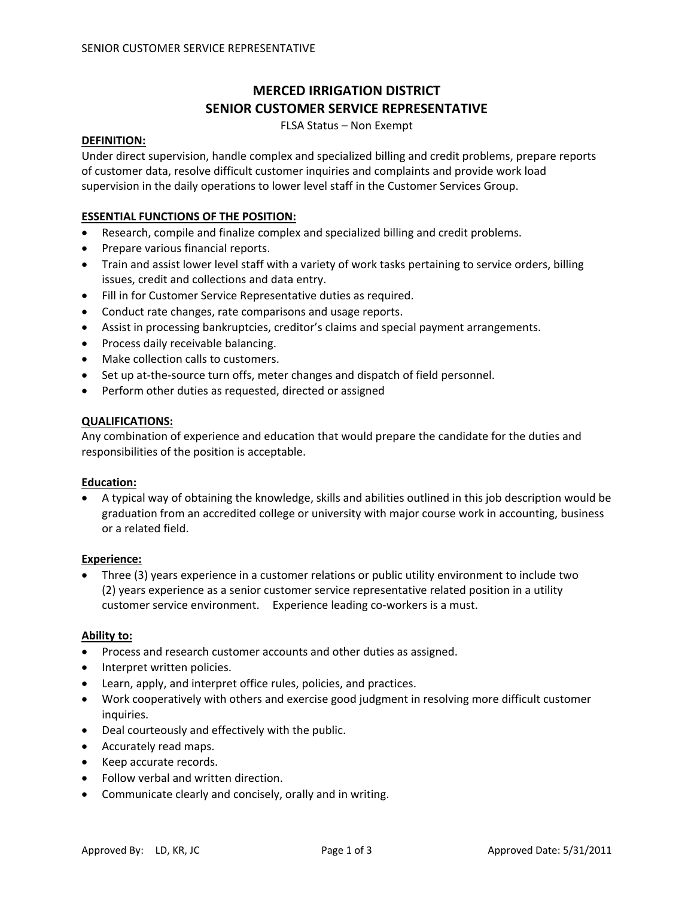# MERCED IRRIGATION DISTRICT
# SENIOR CUSTOMER SERVICE REPRESENTATIVE

FLSA Status – Non Exempt

**DEFINITION:**

Under direct supervision, handle complex and specialized billing and credit problems, prepare reports of customer data, resolve difficult customer inquiries and complaints and provide work load supervision in the daily operations to lower level staff in the Customer Services Group.

**ESSENTIAL FUNCTIONS OF THE POSITION:**

- Research, compile and finalize complex and specialized billing and credit problems.
- Prepare various financial reports.
- Train and assist lower level staff with a variety of work tasks pertaining to service orders, billing issues, credit and collections and data entry.
- Fill in for Customer Service Representative duties as required.
- Conduct rate changes, rate comparisons and usage reports.
- Assist in processing bankruptcies, creditor's claims and special payment arrangements.
- Process daily receivable balancing.
- Make collection calls to customers.
- Set up at-the-source turn offs, meter changes and dispatch of field personnel.
- Perform other duties as requested, directed or assigned

**QUALIFICATIONS:**

Any combination of experience and education that would prepare the candidate for the duties and responsibilities of the position is acceptable.

**Education:**

- A typical way of obtaining the knowledge, skills and abilities outlined in this job description would be graduation from an accredited college or university with major course work in accounting, business or a related field.

**Experience:**

- Three (3) years experience in a customer relations or public utility environment to include two (2) years experience as a senior customer service representative related position in a utility customer service environment. Experience leading co-workers is a must.

**Ability to:**

- Process and research customer accounts and other duties as assigned.
- Interpret written policies.
- Learn, apply, and interpret office rules, policies, and practices.
- Work cooperatively with others and exercise good judgment in resolving more difficult customer inquiries.
- Deal courteously and effectively with the public.
- Accurately read maps.
- Keep accurate records.
- Follow verbal and written direction.
- Communicate clearly and concisely, orally and in writing.

Approved By: LD, KR, JC — Approved Date: 5/31/2011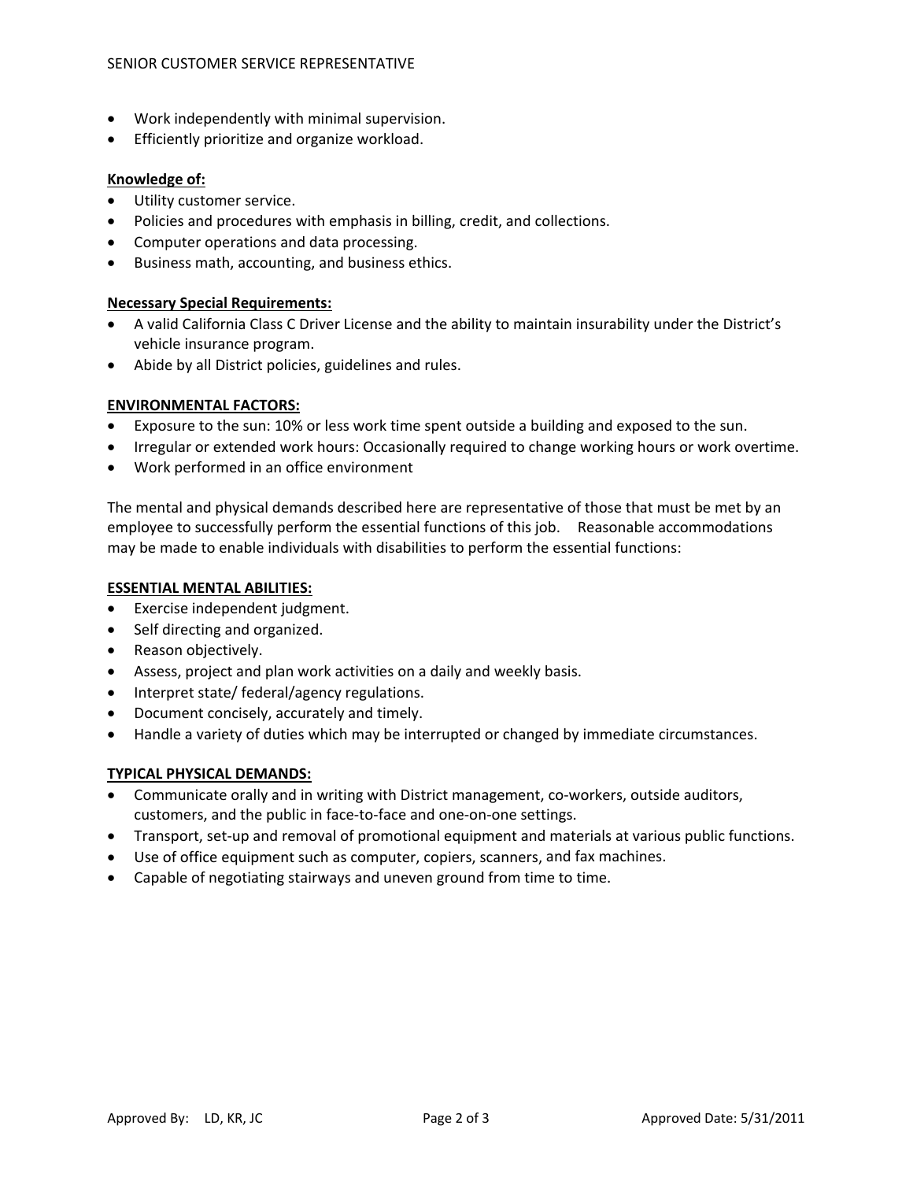- Work independently with minimal supervision.
- Efficiently prioritize and organize workload.

**Knowledge of:**

- Utility customer service.
- Policies and procedures with emphasis in billing, credit, and collections.
- Computer operations and data processing.
- Business math, accounting, and business ethics.

**Necessary Special Requirements:**

- A valid California Class C Driver License and the ability to maintain insurability under the District's vehicle insurance program.
- Abide by all District policies, guidelines and rules.

**ENVIRONMENTAL FACTORS:**

- Exposure to the sun: 10% or less work time spent outside a building and exposed to the sun.
- Irregular or extended work hours: Occasionally required to change working hours or work overtime.
- Work performed in an office environment

The mental and physical demands described here are representative of those that must be met by an employee to successfully perform the essential functions of this job. Reasonable accommodations may be made to enable individuals with disabilities to perform the essential functions:

**ESSENTIAL MENTAL ABILITIES:**

- Exercise independent judgment.
- Self directing and organized.
- Reason objectively.
- Assess, project and plan work activities on a daily and weekly basis.
- Interpret state/ federal/agency regulations.
- Document concisely, accurately and timely.
- Handle a variety of duties which may be interrupted or changed by immediate circumstances.

**TYPICAL PHYSICAL DEMANDS:**

- Communicate orally and in writing with District management, co-workers, outside auditors, customers, and the public in face-to-face and one-on-one settings.
- Transport, set-up and removal of promotional equipment and materials at various public functions.
- Use of office equipment such as computer, copiers, scanners, and fax machines.
- Capable of negotiating stairways and uneven ground from time to time.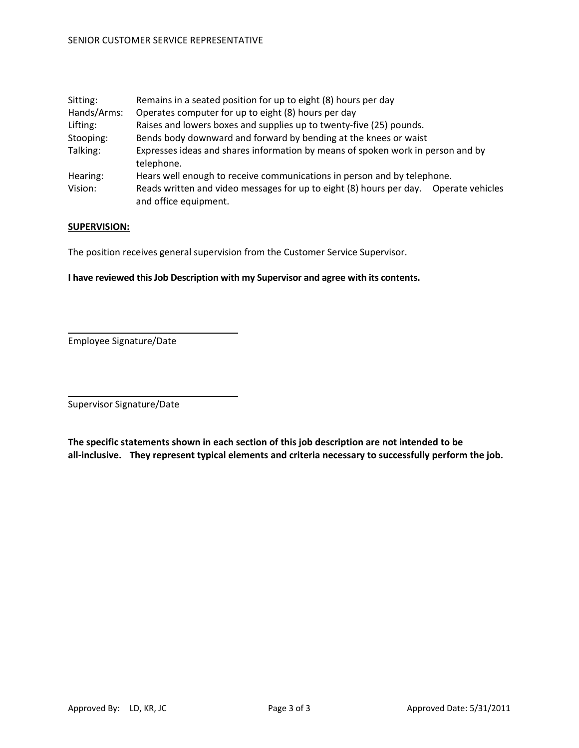| | |
|---|---|
| Sitting: | Remains in a seated position for up to eight (8) hours per day |
| Hands/Arms: | Operates computer for up to eight (8) hours per day |
| Lifting: | Raises and lowers boxes and supplies up to twenty-five (25) pounds. |
| Stooping: | Bends body downward and forward by bending at the knees or waist |
| Talking: | Expresses ideas and shares information by means of spoken work in person and by telephone. |
| Hearing: | Hears well enough to receive communications in person and by telephone. |
| Vision: | Reads written and video messages for up to eight (8) hours per day. Operate vehicles and office equipment. |

**SUPERVISION:**

The position receives general supervision from the Customer Service Supervisor.

**I have reviewed this Job Description with my Supervisor and agree with its contents.**

\_\_\_\_\_\_\_\_\_\_\_\_\_\_\_\_\_\_\_\_\_\_\_\_\_\_\_\_\_\_
Employee Signature/Date

\_\_\_\_\_\_\_\_\_\_\_\_\_\_\_\_\_\_\_\_\_\_\_\_\_\_\_\_\_\_
Supervisor Signature/Date

**The specific statements shown in each section of this job description are not intended to be all-inclusive. They represent typical elements and criteria necessary to successfully perform the job.**

Approved By: LD, KR, JC

Approved Date: 5/31/2011